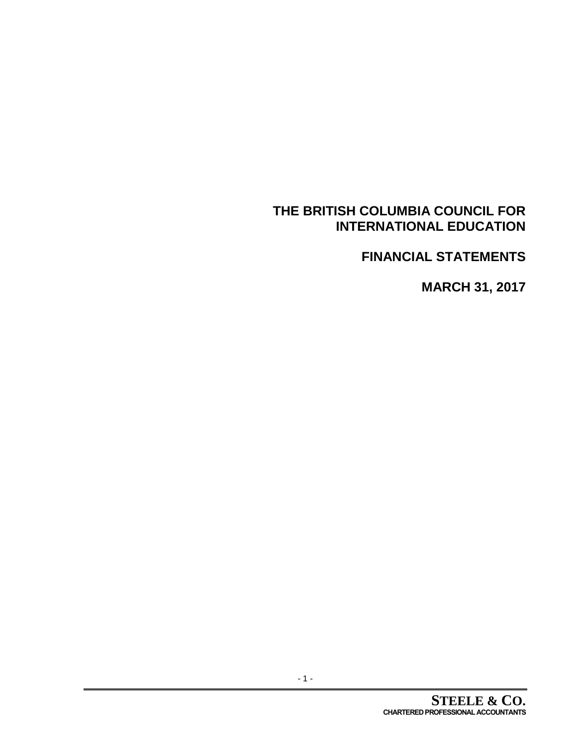# THE BRITISH COLUMBIA COUNCIL FOR INTERNATIONAL EDUCATION

## FINANCIAL STATEMENTS

## MARCH 31, 2017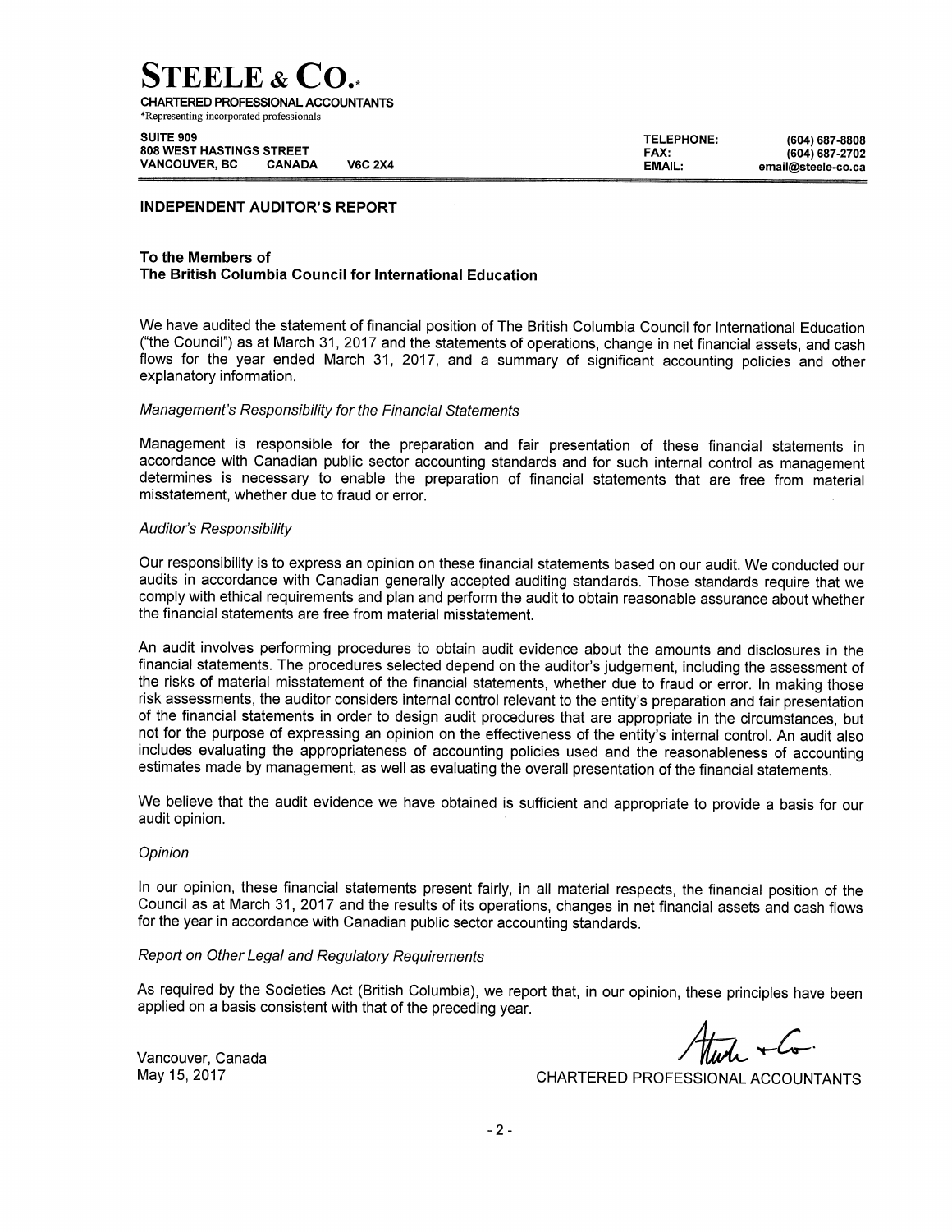# STEELE & CO.*

**CHARTERED PROFESSIONAL ACCOUNTANTS**
*Representing incorporated professionals

**SUITE 909**
**808 WEST HASTINGS STREET**
**VANCOUVER, BC CANADA V6C 2X4**

**TELEPHONE:** (604) 687-8808
**FAX:** (604) 687-2702
**EMAIL:** email@steele-co.ca

## INDEPENDENT AUDITOR'S REPORT

**To the Members of**
**The British Columbia Council for International Education**

We have audited the statement of financial position of The British Columbia Council for International Education ("the Council") as at March 31, 2017 and the statements of operations, change in net financial assets, and cash flows for the year ended March 31, 2017, and a summary of significant accounting policies and other explanatory information.

*Management's Responsibility for the Financial Statements*

Management is responsible for the preparation and fair presentation of these financial statements in accordance with Canadian public sector accounting standards and for such internal control as management determines is necessary to enable the preparation of financial statements that are free from material misstatement, whether due to fraud or error.

*Auditor's Responsibility*

Our responsibility is to express an opinion on these financial statements based on our audit. We conducted our audits in accordance with Canadian generally accepted auditing standards. Those standards require that we comply with ethical requirements and plan and perform the audit to obtain reasonable assurance about whether the financial statements are free from material misstatement.

An audit involves performing procedures to obtain audit evidence about the amounts and disclosures in the financial statements. The procedures selected depend on the auditor's judgement, including the assessment of the risks of material misstatement of the financial statements, whether due to fraud or error. In making those risk assessments, the auditor considers internal control relevant to the entity's preparation and fair presentation of the financial statements in order to design audit procedures that are appropriate in the circumstances, but not for the purpose of expressing an opinion on the effectiveness of the entity's internal control. An audit also includes evaluating the appropriateness of accounting policies used and the reasonableness of accounting estimates made by management, as well as evaluating the overall presentation of the financial statements.

We believe that the audit evidence we have obtained is sufficient and appropriate to provide a basis for our audit opinion.

*Opinion*

In our opinion, these financial statements present fairly, in all material respects, the financial position of the Council as at March 31, 2017 and the results of its operations, changes in net financial assets and cash flows for the year in accordance with Canadian public sector accounting standards.

*Report on Other Legal and Regulatory Requirements*

As required by the Societies Act (British Columbia), we report that, in our opinion, these principles have been applied on a basis consistent with that of the preceding year.

Vancouver, Canada
May 15, 2017

CHARTERED PROFESSIONAL ACCOUNTANTS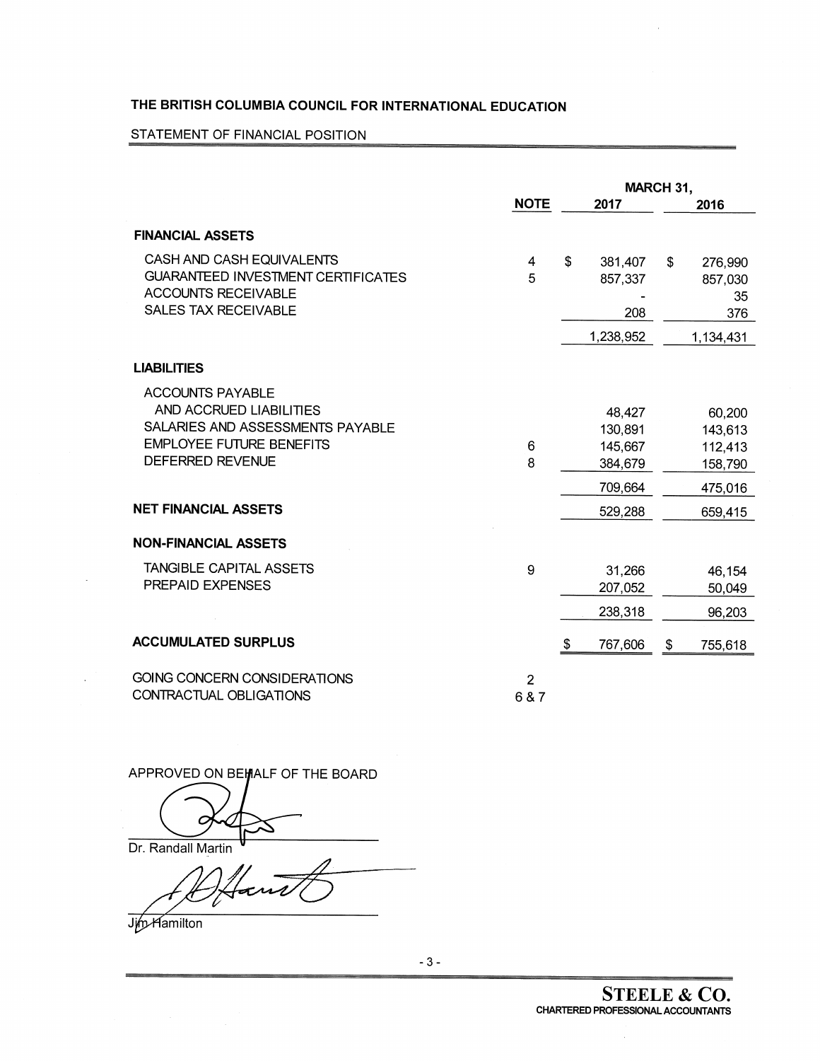# THE BRITISH COLUMBIA COUNCIL FOR INTERNATIONAL EDUCATION

## STATEMENT OF FINANCIAL POSITION

| | NOTE | MARCH 31, 2017 | MARCH 31, 2016 |
|---|---|---|---|
| **FINANCIAL ASSETS** | | | |
| CASH AND CASH EQUIVALENTS | 4 | $ 381,407 | $ 276,990 |
| GUARANTEED INVESTMENT CERTIFICATES | 5 | 857,337 | 857,030 |
| ACCOUNTS RECEIVABLE | | - | 35 |
| SALES TAX RECEIVABLE | | 208 | 376 |
| | | 1,238,952 | 1,134,431 |
| **LIABILITIES** | | | |
| ACCOUNTS PAYABLE AND ACCRUED LIABILITIES | | 48,427 | 60,200 |
| SALARIES AND ASSESSMENTS PAYABLE | | 130,891 | 143,613 |
| EMPLOYEE FUTURE BENEFITS | 6 | 145,667 | 112,413 |
| DEFERRED REVENUE | 8 | 384,679 | 158,790 |
| | | 709,664 | 475,016 |
| **NET FINANCIAL ASSETS** | | 529,288 | 659,415 |
| **NON-FINANCIAL ASSETS** | | | |
| TANGIBLE CAPITAL ASSETS | 9 | 31,266 | 46,154 |
| PREPAID EXPENSES | | 207,052 | 50,049 |
| | | 238,318 | 96,203 |
| **ACCUMULATED SURPLUS** | | $ 767,606 | $ 755,618 |
| GOING CONCERN CONSIDERATIONS | 2 | | |
| CONTRACTUAL OBLIGATIONS | 6 & 7 | | |

APPROVED ON BEHALF OF THE BOARD

Dr. Randall Martin

Jim Hamilton

**STEELE & CO.**
CHARTERED PROFESSIONAL ACCOUNTANTS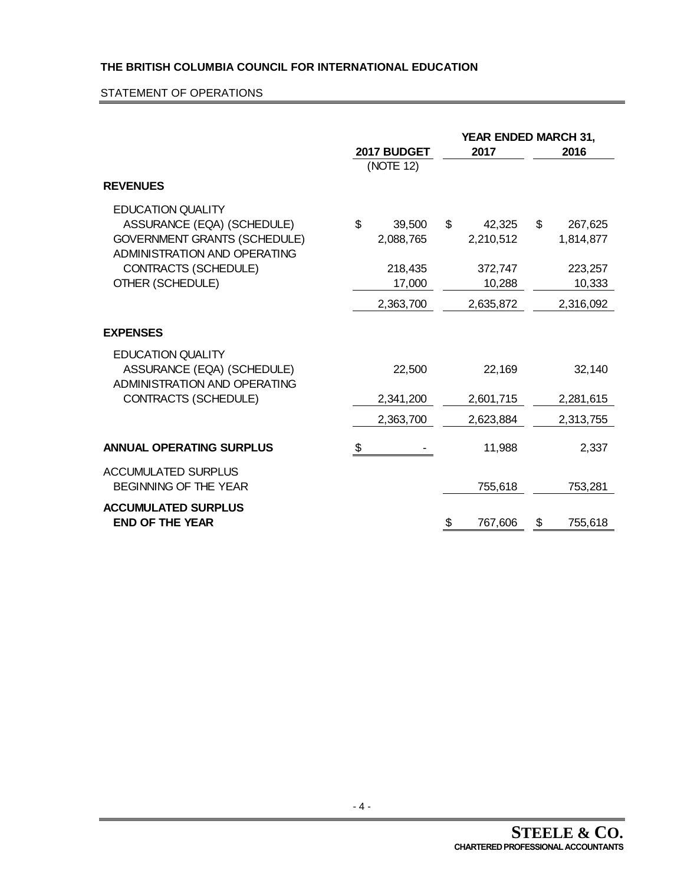**THE BRITISH COLUMBIA COUNCIL FOR INTERNATIONAL EDUCATION**

STATEMENT OF OPERATIONS

| | 2017 BUDGET (NOTE 12) | YEAR ENDED MARCH 31, 2017 | 2016 |
|---|---|---|---|
| **REVENUES** | | | |
| EDUCATION QUALITY ASSURANCE (EQA) (SCHEDULE) | $ 39,500 | $ 42,325 | $ 267,625 |
| GOVERNMENT GRANTS (SCHEDULE) | 2,088,765 | 2,210,512 | 1,814,877 |
| ADMINISTRATION AND OPERATING CONTRACTS (SCHEDULE) | 218,435 | 372,747 | 223,257 |
| OTHER (SCHEDULE) | 17,000 | 10,288 | 10,333 |
| | 2,363,700 | 2,635,872 | 2,316,092 |
| **EXPENSES** | | | |
| EDUCATION QUALITY ASSURANCE (EQA) (SCHEDULE) | 22,500 | 22,169 | 32,140 |
| ADMINISTRATION AND OPERATING CONTRACTS (SCHEDULE) | 2,341,200 | 2,601,715 | 2,281,615 |
| | 2,363,700 | 2,623,884 | 2,313,755 |
| **ANNUAL OPERATING SURPLUS** | $ - | 11,988 | 2,337 |
| ACCUMULATED SURPLUS BEGINNING OF THE YEAR | | 755,618 | 753,281 |
| **ACCUMULATED SURPLUS END OF THE YEAR** | | $ 767,606 | $ 755,618 |

**STEELE & CO.**
**CHARTERED PROFESSIONAL ACCOUNTANTS**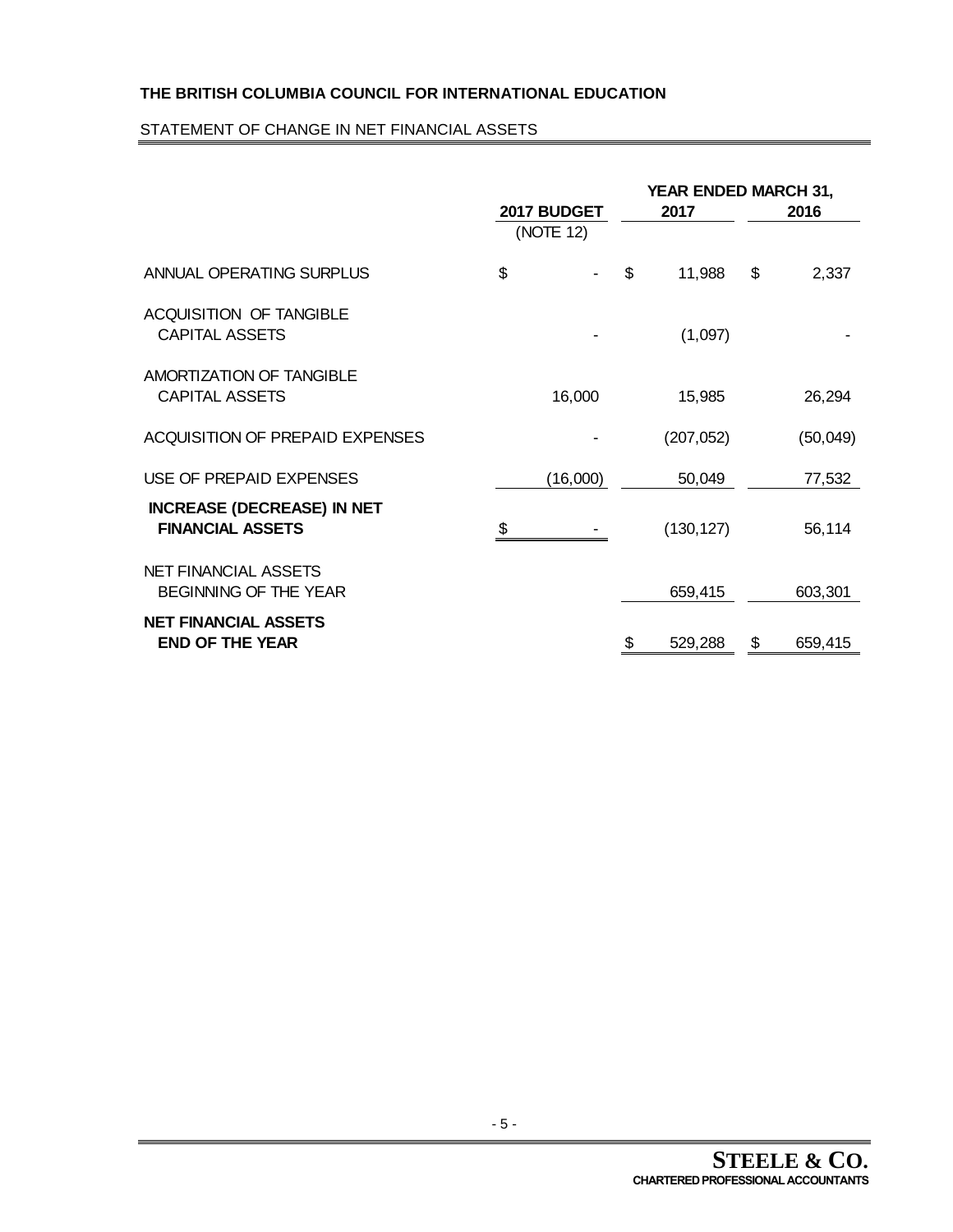**THE BRITISH COLUMBIA COUNCIL FOR INTERNATIONAL EDUCATION**

STATEMENT OF CHANGE IN NET FINANCIAL ASSETS

| | 2017 BUDGET (NOTE 12) | YEAR ENDED MARCH 31, 2017 | 2016 |
|---|---|---|---|
| ANNUAL OPERATING SURPLUS | $ - | $ 11,988 | $ 2,337 |
| ACQUISITION OF TANGIBLE CAPITAL ASSETS | - | (1,097) | - |
| AMORTIZATION OF TANGIBLE CAPITAL ASSETS | 16,000 | 15,985 | 26,294 |
| ACQUISITION OF PREPAID EXPENSES | - | (207,052) | (50,049) |
| USE OF PREPAID EXPENSES | (16,000) | 50,049 | 77,532 |
| **INCREASE (DECREASE) IN NET FINANCIAL ASSETS** | $ - | (130,127) | 56,114 |
| NET FINANCIAL ASSETS BEGINNING OF THE YEAR | | 659,415 | 603,301 |
| **NET FINANCIAL ASSETS END OF THE YEAR** | | $ 529,288 | $ 659,415 |

**STEELE & CO.**
**CHARTERED PROFESSIONAL ACCOUNTANTS**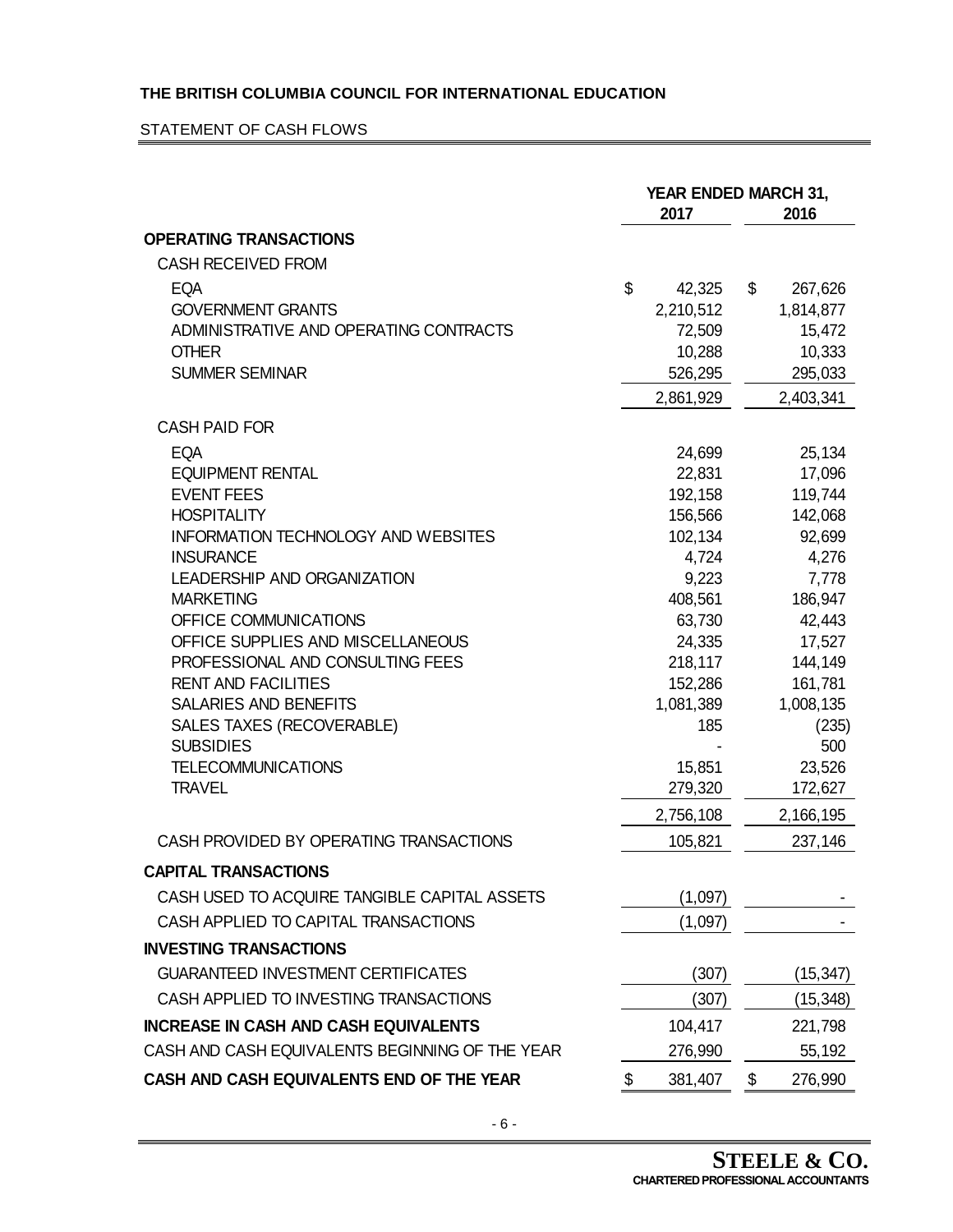**THE BRITISH COLUMBIA COUNCIL FOR INTERNATIONAL EDUCATION**

STATEMENT OF CASH FLOWS

| | YEAR ENDED MARCH 31, 2017 | 2016 |
|---|---|---|
| **OPERATING TRANSACTIONS** | | |
| CASH RECEIVED FROM | | |
| EQA | $ 42,325 | $ 267,626 |
| GOVERNMENT GRANTS | 2,210,512 | 1,814,877 |
| ADMINISTRATIVE AND OPERATING CONTRACTS | 72,509 | 15,472 |
| OTHER | 10,288 | 10,333 |
| SUMMER SEMINAR | 526,295 | 295,033 |
| | 2,861,929 | 2,403,341 |
| CASH PAID FOR | | |
| EQA | 24,699 | 25,134 |
| EQUIPMENT RENTAL | 22,831 | 17,096 |
| EVENT FEES | 192,158 | 119,744 |
| HOSPITALITY | 156,566 | 142,068 |
| INFORMATION TECHNOLOGY AND WEBSITES | 102,134 | 92,699 |
| INSURANCE | 4,724 | 4,276 |
| LEADERSHIP AND ORGANIZATION | 9,223 | 7,778 |
| MARKETING | 408,561 | 186,947 |
| OFFICE COMMUNICATIONS | 63,730 | 42,443 |
| OFFICE SUPPLIES AND MISCELLANEOUS | 24,335 | 17,527 |
| PROFESSIONAL AND CONSULTING FEES | 218,117 | 144,149 |
| RENT AND FACILITIES | 152,286 | 161,781 |
| SALARIES AND BENEFITS | 1,081,389 | 1,008,135 |
| SALES TAXES (RECOVERABLE) | 185 | (235) |
| SUBSIDIES | - | 500 |
| TELECOMMUNICATIONS | 15,851 | 23,526 |
| TRAVEL | 279,320 | 172,627 |
| | 2,756,108 | 2,166,195 |
| CASH PROVIDED BY OPERATING TRANSACTIONS | 105,821 | 237,146 |
| **CAPITAL TRANSACTIONS** | | |
| CASH USED TO ACQUIRE TANGIBLE CAPITAL ASSETS | (1,097) | - |
| CASH APPLIED TO CAPITAL TRANSACTIONS | (1,097) | - |
| **INVESTING TRANSACTIONS** | | |
| GUARANTEED INVESTMENT CERTIFICATES | (307) | (15,347) |
| CASH APPLIED TO INVESTING TRANSACTIONS | (307) | (15,348) |
| **INCREASE IN CASH AND CASH EQUIVALENTS** | 104,417 | 221,798 |
| CASH AND CASH EQUIVALENTS BEGINNING OF THE YEAR | 276,990 | 55,192 |
| **CASH AND CASH EQUIVALENTS END OF THE YEAR** | $ 381,407 | $ 276,990 |

**STEELE & CO.**
**CHARTERED PROFESSIONAL ACCOUNTANTS**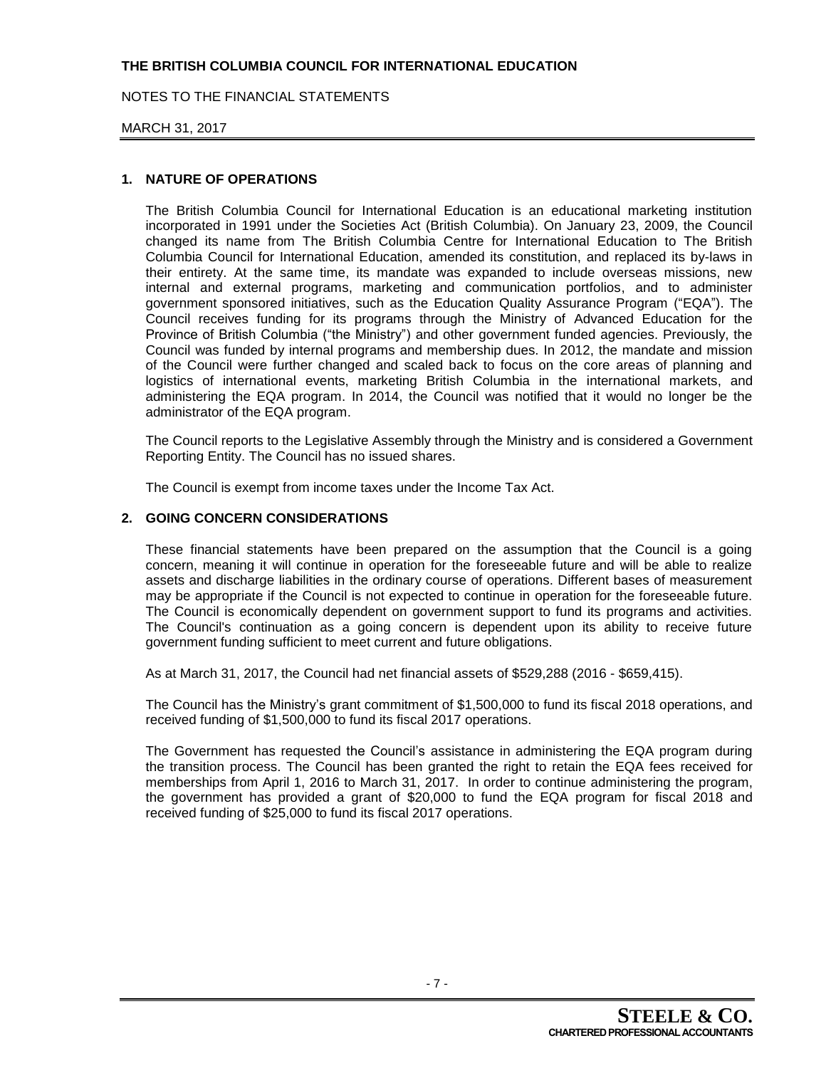# THE BRITISH COLUMBIA COUNCIL FOR INTERNATIONAL EDUCATION

NOTES TO THE FINANCIAL STATEMENTS

MARCH 31, 2017

## 1. NATURE OF OPERATIONS

The British Columbia Council for International Education is an educational marketing institution incorporated in 1991 under the Societies Act (British Columbia). On January 23, 2009, the Council changed its name from The British Columbia Centre for International Education to The British Columbia Council for International Education, amended its constitution, and replaced its by-laws in their entirety. At the same time, its mandate was expanded to include overseas missions, new internal and external programs, marketing and communication portfolios, and to administer government sponsored initiatives, such as the Education Quality Assurance Program ("EQA"). The Council receives funding for its programs through the Ministry of Advanced Education for the Province of British Columbia ("the Ministry") and other government funded agencies. Previously, the Council was funded by internal programs and membership dues. In 2012, the mandate and mission of the Council were further changed and scaled back to focus on the core areas of planning and logistics of international events, marketing British Columbia in the international markets, and administering the EQA program. In 2014, the Council was notified that it would no longer be the administrator of the EQA program.

The Council reports to the Legislative Assembly through the Ministry and is considered a Government Reporting Entity. The Council has no issued shares.

The Council is exempt from income taxes under the Income Tax Act.

## 2. GOING CONCERN CONSIDERATIONS

These financial statements have been prepared on the assumption that the Council is a going concern, meaning it will continue in operation for the foreseeable future and will be able to realize assets and discharge liabilities in the ordinary course of operations. Different bases of measurement may be appropriate if the Council is not expected to continue in operation for the foreseeable future. The Council is economically dependent on government support to fund its programs and activities. The Council's continuation as a going concern is dependent upon its ability to receive future government funding sufficient to meet current and future obligations.

As at March 31, 2017, the Council had net financial assets of $529,288 (2016 - $659,415).

The Council has the Ministry's grant commitment of $1,500,000 to fund its fiscal 2018 operations, and received funding of $1,500,000 to fund its fiscal 2017 operations.

The Government has requested the Council's assistance in administering the EQA program during the transition process. The Council has been granted the right to retain the EQA fees received for memberships from April 1, 2016 to March 31, 2017. In order to continue administering the program, the government has provided a grant of $20,000 to fund the EQA program for fiscal 2018 and received funding of $25,000 to fund its fiscal 2017 operations.

STEELE & CO.
CHARTERED PROFESSIONAL ACCOUNTANTS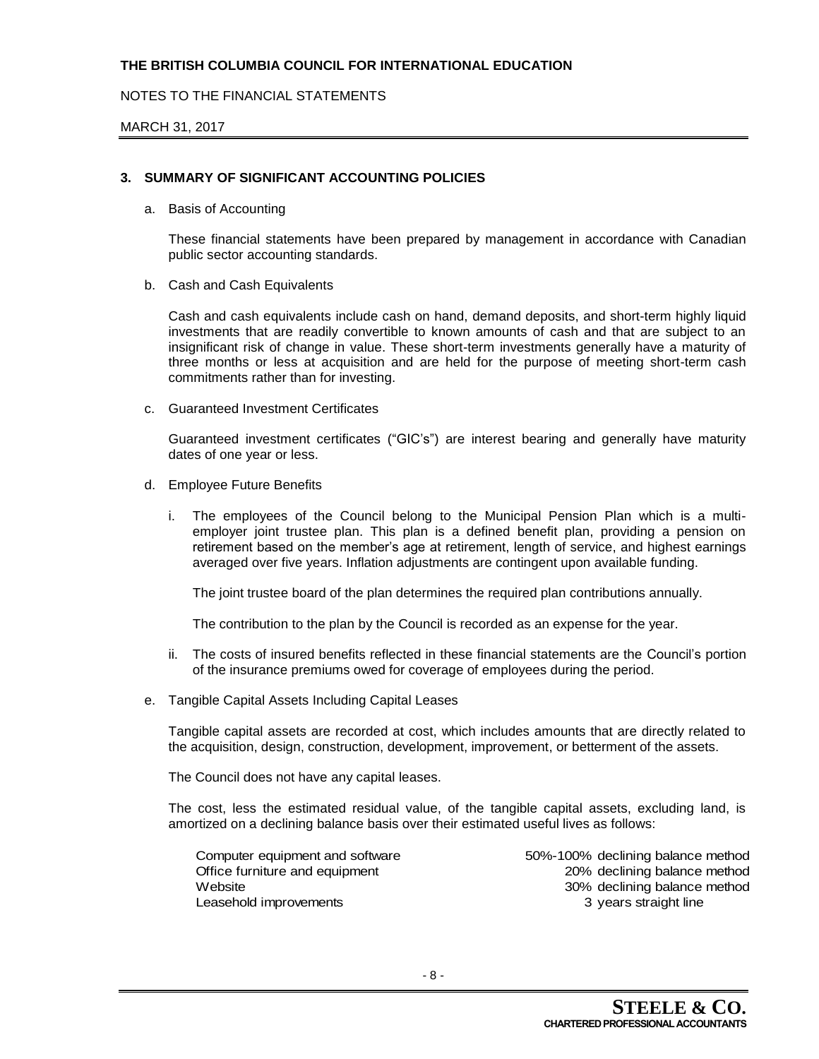## 3. SUMMARY OF SIGNIFICANT ACCOUNTING POLICIES

a. Basis of Accounting

These financial statements have been prepared by management in accordance with Canadian public sector accounting standards.

b. Cash and Cash Equivalents

Cash and cash equivalents include cash on hand, demand deposits, and short-term highly liquid investments that are readily convertible to known amounts of cash and that are subject to an insignificant risk of change in value. These short-term investments generally have a maturity of three months or less at acquisition and are held for the purpose of meeting short-term cash commitments rather than for investing.

c. Guaranteed Investment Certificates

Guaranteed investment certificates ("GIC's") are interest bearing and generally have maturity dates of one year or less.

d. Employee Future Benefits

i. The employees of the Council belong to the Municipal Pension Plan which is a multi-employer joint trustee plan. This plan is a defined benefit plan, providing a pension on retirement based on the member's age at retirement, length of service, and highest earnings averaged over five years. Inflation adjustments are contingent upon available funding.

   The joint trustee board of the plan determines the required plan contributions annually.

   The contribution to the plan by the Council is recorded as an expense for the year.

ii. The costs of insured benefits reflected in these financial statements are the Council's portion of the insurance premiums owed for coverage of employees during the period.

e. Tangible Capital Assets Including Capital Leases

Tangible capital assets are recorded at cost, which includes amounts that are directly related to the acquisition, design, construction, development, improvement, or betterment of the assets.

The Council does not have any capital leases.

The cost, less the estimated residual value, of the tangible capital assets, excluding land, is amortized on a declining balance basis over their estimated useful lives as follows:

| | |
|---|---|
| Computer equipment and software | 50%-100% declining balance method |
| Office furniture and equipment | 20% declining balance method |
| Website | 30% declining balance method |
| Leasehold improvements | 3 years straight line |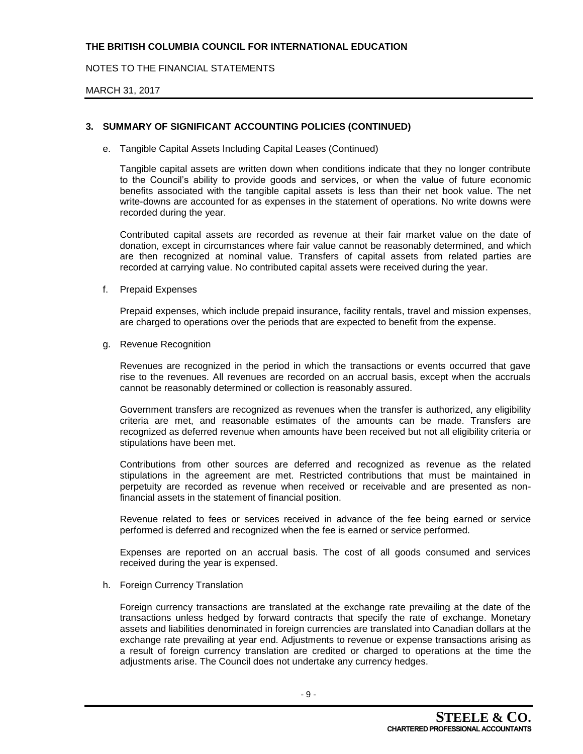## 3. SUMMARY OF SIGNIFICANT ACCOUNTING POLICIES (CONTINUED)

e. Tangible Capital Assets Including Capital Leases (Continued)

Tangible capital assets are written down when conditions indicate that they no longer contribute to the Council's ability to provide goods and services, or when the value of future economic benefits associated with the tangible capital assets is less than their net book value. The net write-downs are accounted for as expenses in the statement of operations. No write downs were recorded during the year.

Contributed capital assets are recorded as revenue at their fair market value on the date of donation, except in circumstances where fair value cannot be reasonably determined, and which are then recognized at nominal value. Transfers of capital assets from related parties are recorded at carrying value. No contributed capital assets were received during the year.

f. Prepaid Expenses

Prepaid expenses, which include prepaid insurance, facility rentals, travel and mission expenses, are charged to operations over the periods that are expected to benefit from the expense.

g. Revenue Recognition

Revenues are recognized in the period in which the transactions or events occurred that gave rise to the revenues. All revenues are recorded on an accrual basis, except when the accruals cannot be reasonably determined or collection is reasonably assured.

Government transfers are recognized as revenues when the transfer is authorized, any eligibility criteria are met, and reasonable estimates of the amounts can be made. Transfers are recognized as deferred revenue when amounts have been received but not all eligibility criteria or stipulations have been met.

Contributions from other sources are deferred and recognized as revenue as the related stipulations in the agreement are met. Restricted contributions that must be maintained in perpetuity are recorded as revenue when received or receivable and are presented as non-financial assets in the statement of financial position.

Revenue related to fees or services received in advance of the fee being earned or service performed is deferred and recognized when the fee is earned or service performed.

Expenses are reported on an accrual basis. The cost of all goods consumed and services received during the year is expensed.

h. Foreign Currency Translation

Foreign currency transactions are translated at the exchange rate prevailing at the date of the transactions unless hedged by forward contracts that specify the rate of exchange. Monetary assets and liabilities denominated in foreign currencies are translated into Canadian dollars at the exchange rate prevailing at year end. Adjustments to revenue or expense transactions arising as a result of foreign currency translation are credited or charged to operations at the time the adjustments arise. The Council does not undertake any currency hedges.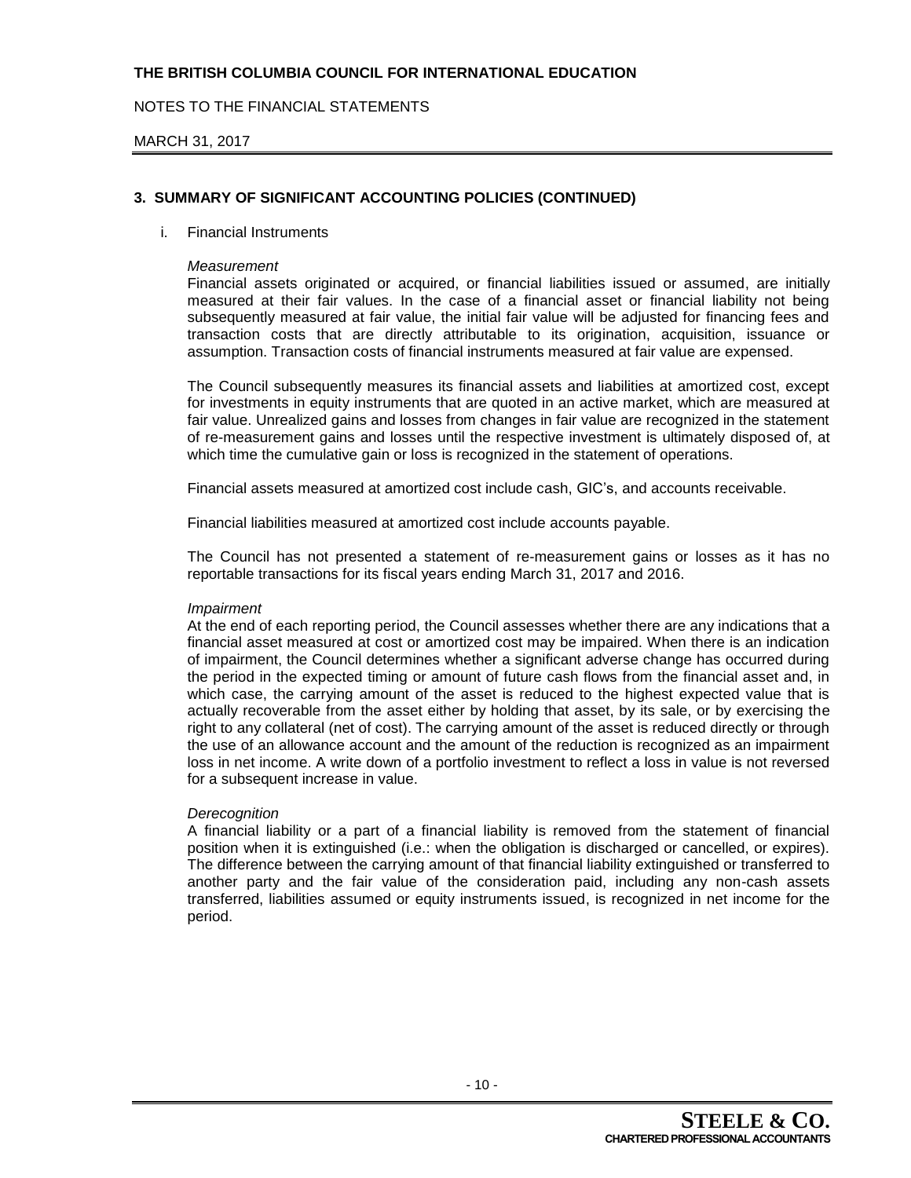## 3. SUMMARY OF SIGNIFICANT ACCOUNTING POLICIES (CONTINUED)

i. Financial Instruments

*Measurement*

Financial assets originated or acquired, or financial liabilities issued or assumed, are initially measured at their fair values. In the case of a financial asset or financial liability not being subsequently measured at fair value, the initial fair value will be adjusted for financing fees and transaction costs that are directly attributable to its origination, acquisition, issuance or assumption. Transaction costs of financial instruments measured at fair value are expensed.

The Council subsequently measures its financial assets and liabilities at amortized cost, except for investments in equity instruments that are quoted in an active market, which are measured at fair value. Unrealized gains and losses from changes in fair value are recognized in the statement of re-measurement gains and losses until the respective investment is ultimately disposed of, at which time the cumulative gain or loss is recognized in the statement of operations.

Financial assets measured at amortized cost include cash, GIC's, and accounts receivable.

Financial liabilities measured at amortized cost include accounts payable.

The Council has not presented a statement of re-measurement gains or losses as it has no reportable transactions for its fiscal years ending March 31, 2017 and 2016.

*Impairment*

At the end of each reporting period, the Council assesses whether there are any indications that a financial asset measured at cost or amortized cost may be impaired. When there is an indication of impairment, the Council determines whether a significant adverse change has occurred during the period in the expected timing or amount of future cash flows from the financial asset and, in which case, the carrying amount of the asset is reduced to the highest expected value that is actually recoverable from the asset either by holding that asset, by its sale, or by exercising the right to any collateral (net of cost). The carrying amount of the asset is reduced directly or through the use of an allowance account and the amount of the reduction is recognized as an impairment loss in net income. A write down of a portfolio investment to reflect a loss in value is not reversed for a subsequent increase in value.

*Derecognition*

A financial liability or a part of a financial liability is removed from the statement of financial position when it is extinguished (i.e.: when the obligation is discharged or cancelled, or expires). The difference between the carrying amount of that financial liability extinguished or transferred to another party and the fair value of the consideration paid, including any non-cash assets transferred, liabilities assumed or equity instruments issued, is recognized in net income for the period.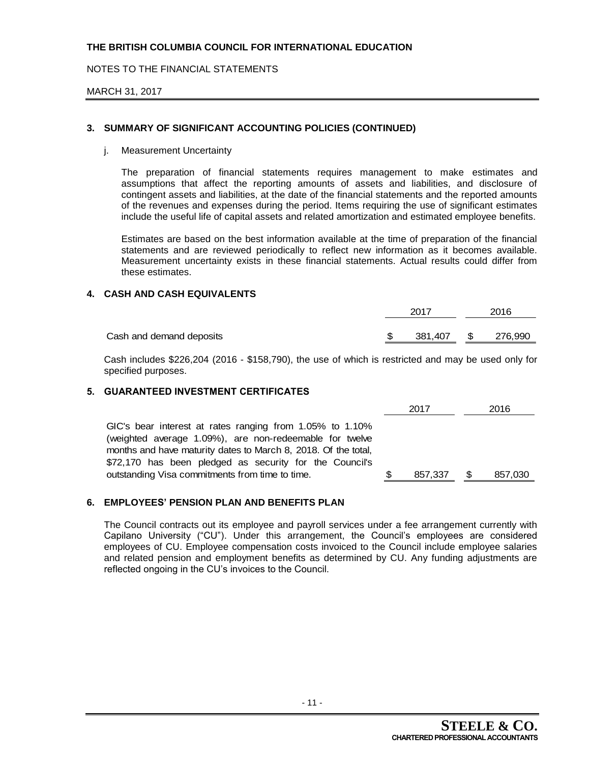**THE BRITISH COLUMBIA COUNCIL FOR INTERNATIONAL EDUCATION**

NOTES TO THE FINANCIAL STATEMENTS

MARCH 31, 2017

## 3. SUMMARY OF SIGNIFICANT ACCOUNTING POLICIES (CONTINUED)

j. Measurement Uncertainty

The preparation of financial statements requires management to make estimates and assumptions that affect the reporting amounts of assets and liabilities, and disclosure of contingent assets and liabilities, at the date of the financial statements and the reported amounts of the revenues and expenses during the period. Items requiring the use of significant estimates include the useful life of capital assets and related amortization and estimated employee benefits.

Estimates are based on the best information available at the time of preparation of the financial statements and are reviewed periodically to reflect new information as it becomes available. Measurement uncertainty exists in these financial statements. Actual results could differ from these estimates.

## 4. CASH AND CASH EQUIVALENTS

| | 2017 | 2016 |
|---|---|---|
| Cash and demand deposits | $ 381,407 | $ 276,990 |

Cash includes $226,204 (2016 - $158,790), the use of which is restricted and may be used only for specified purposes.

## 5. GUARANTEED INVESTMENT CERTIFICATES

| | 2017 | 2016 |
|---|---|---|
| GIC's bear interest at rates ranging from 1.05% to 1.10% (weighted average 1.09%), are non-redeemable for twelve months and have maturity dates to March 8, 2018. Of the total, $72,170 has been pledged as security for the Council's outstanding Visa commitments from time to time. | $ 857,337 | $ 857,030 |

## 6. EMPLOYEES' PENSION PLAN AND BENEFITS PLAN

The Council contracts out its employee and payroll services under a fee arrangement currently with Capilano University ("CU"). Under this arrangement, the Council's employees are considered employees of CU. Employee compensation costs invoiced to the Council include employee salaries and related pension and employment benefits as determined by CU. Any funding adjustments are reflected ongoing in the CU's invoices to the Council.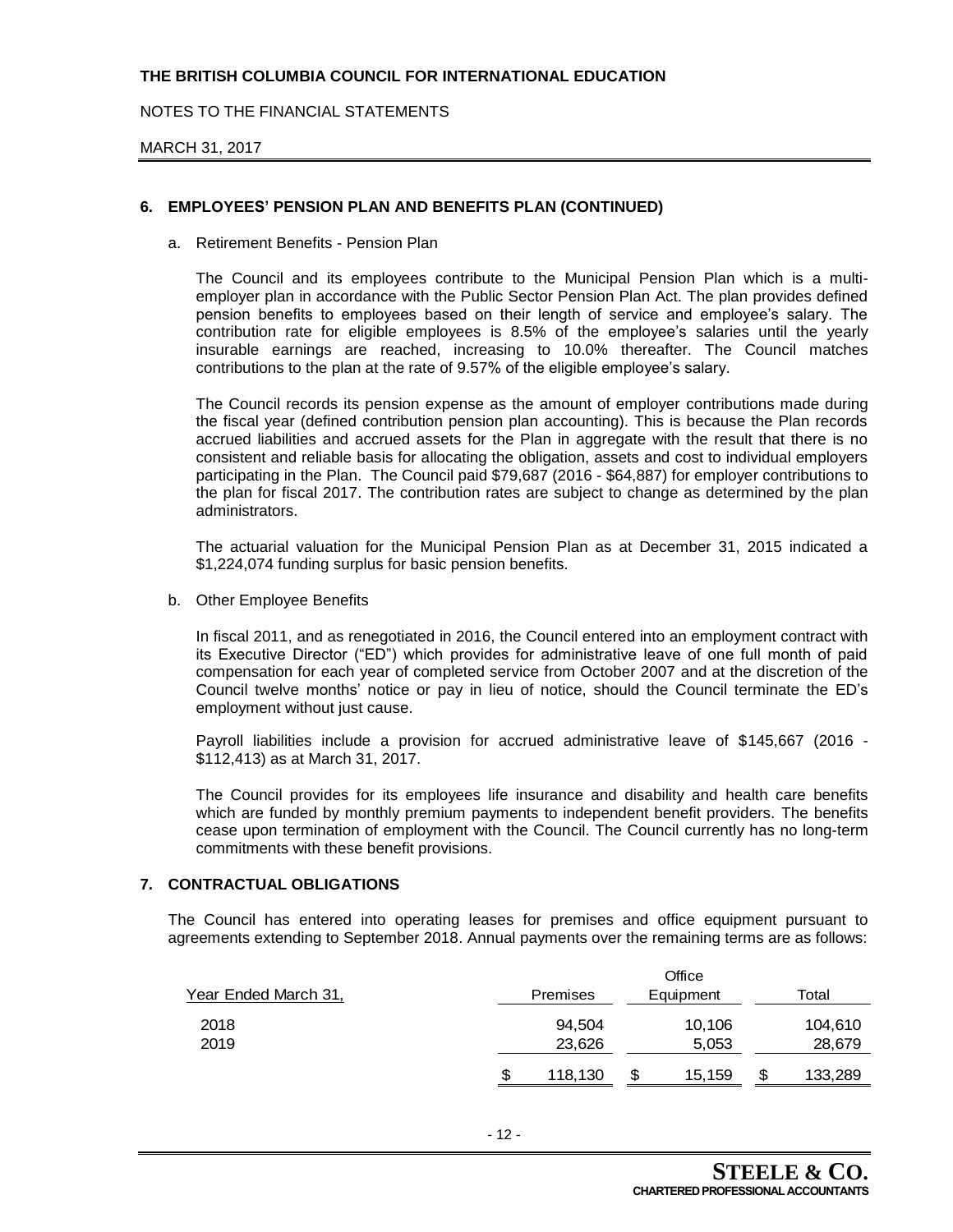## 6. EMPLOYEES' PENSION PLAN AND BENEFITS PLAN (CONTINUED)

a. Retirement Benefits - Pension Plan

The Council and its employees contribute to the Municipal Pension Plan which is a multi-employer plan in accordance with the Public Sector Pension Plan Act. The plan provides defined pension benefits to employees based on their length of service and employee's salary. The contribution rate for eligible employees is 8.5% of the employee's salaries until the yearly insurable earnings are reached, increasing to 10.0% thereafter. The Council matches contributions to the plan at the rate of 9.57% of the eligible employee's salary.

The Council records its pension expense as the amount of employer contributions made during the fiscal year (defined contribution pension plan accounting). This is because the Plan records accrued liabilities and accrued assets for the Plan in aggregate with the result that there is no consistent and reliable basis for allocating the obligation, assets and cost to individual employers participating in the Plan. The Council paid $79,687 (2016 - $64,887) for employer contributions to the plan for fiscal 2017. The contribution rates are subject to change as determined by the plan administrators.

The actuarial valuation for the Municipal Pension Plan as at December 31, 2015 indicated a $1,224,074 funding surplus for basic pension benefits.

b. Other Employee Benefits

In fiscal 2011, and as renegotiated in 2016, the Council entered into an employment contract with its Executive Director ("ED") which provides for administrative leave of one full month of paid compensation for each year of completed service from October 2007 and at the discretion of the Council twelve months' notice or pay in lieu of notice, should the Council terminate the ED's employment without just cause.

Payroll liabilities include a provision for accrued administrative leave of $145,667 (2016 - $112,413) as at March 31, 2017.

The Council provides for its employees life insurance and disability and health care benefits which are funded by monthly premium payments to independent benefit providers. The benefits cease upon termination of employment with the Council. The Council currently has no long-term commitments with these benefit provisions.

## 7. CONTRACTUAL OBLIGATIONS

The Council has entered into operating leases for premises and office equipment pursuant to agreements extending to September 2018. Annual payments over the remaining terms are as follows:

| Year Ended March 31, | Premises | Office Equipment | Total |
|---|---|---|---|
| 2018 | 94,504 | 10,106 | 104,610 |
| 2019 | 23,626 | 5,053 | 28,679 |
| | $ 118,130 | $ 15,159 | $ 133,289 |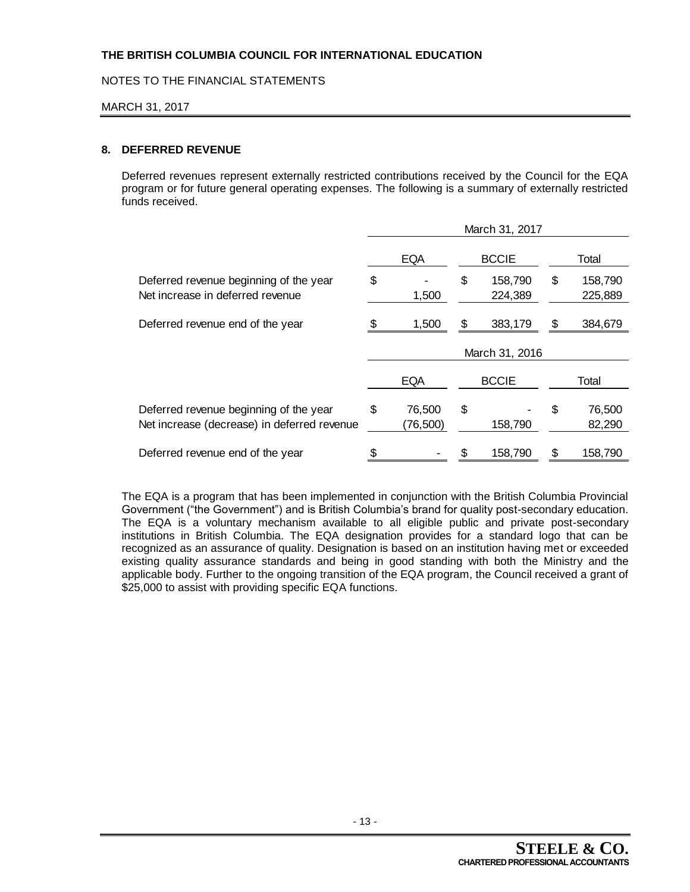## 8. DEFERRED REVENUE

Deferred revenues represent externally restricted contributions received by the Council for the EQA program or for future general operating expenses. The following is a summary of externally restricted funds received.

| | March 31, 2017 | | |
|---|---|---|---|
| | EQA | BCCIE | Total |
| Deferred revenue beginning of the year | $ - | $ 158,790 | $ 158,790 |
| Net increase in deferred revenue | 1,500 | 224,389 | 225,889 |
| Deferred revenue end of the year | $ 1,500 | $ 383,179 | $ 384,679 |

| | March 31, 2016 | | |
|---|---|---|---|
| | EQA | BCCIE | Total |
| Deferred revenue beginning of the year | $ 76,500 | $ - | $ 76,500 |
| Net increase (decrease) in deferred revenue | (76,500) | 158,790 | 82,290 |
| Deferred revenue end of the year | $ - | $ 158,790 | $ 158,790 |

The EQA is a program that has been implemented in conjunction with the British Columbia Provincial Government ("the Government") and is British Columbia's brand for quality post-secondary education. The EQA is a voluntary mechanism available to all eligible public and private post-secondary institutions in British Columbia. The EQA designation provides for a standard logo that can be recognized as an assurance of quality. Designation is based on an institution having met or exceeded existing quality assurance standards and being in good standing with both the Ministry and the applicable body. Further to the ongoing transition of the EQA program, the Council received a grant of $25,000 to assist with providing specific EQA functions.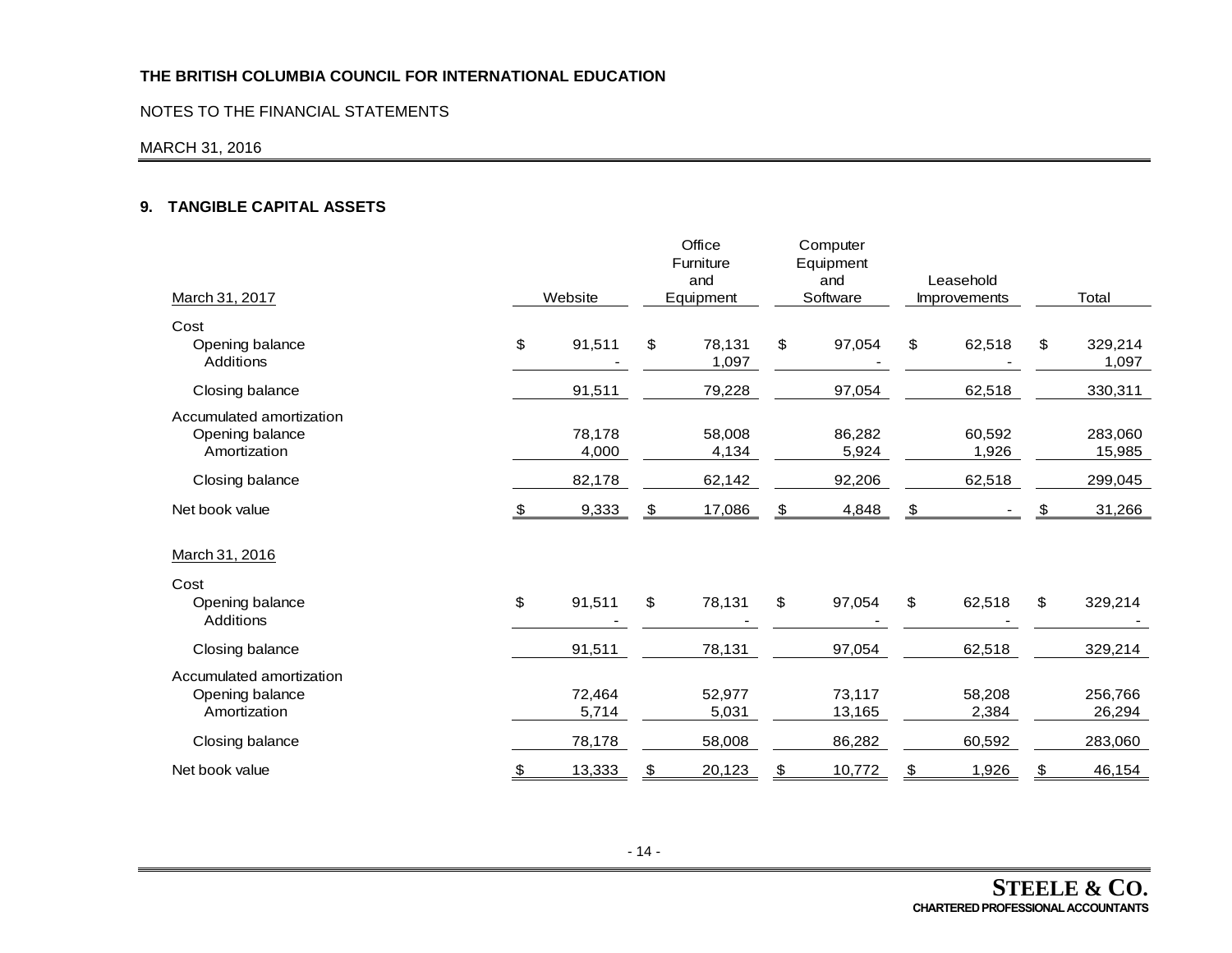**THE BRITISH COLUMBIA COUNCIL FOR INTERNATIONAL EDUCATION**

NOTES TO THE FINANCIAL STATEMENTS

MARCH 31, 2016

## 9. TANGIBLE CAPITAL ASSETS

| March 31, 2017 | Website | Office Furniture and Equipment | Computer Equipment and Software | Leasehold Improvements | Total |
|---|---|---|---|---|---|
| **Cost** | | | | | |
| Opening balance | $ 91,511 | $ 78,131 | $ 97,054 | $ 62,518 | $ 329,214 |
| Additions | - | 1,097 | - | - | 1,097 |
| Closing balance | 91,511 | 79,228 | 97,054 | 62,518 | 330,311 |
| **Accumulated amortization** | | | | | |
| Opening balance | 78,178 | 58,008 | 86,282 | 60,592 | 283,060 |
| Amortization | 4,000 | 4,134 | 5,924 | 1,926 | 15,985 |
| Closing balance | 82,178 | 62,142 | 92,206 | 62,518 | 299,045 |
| Net book value | $ 9,333 | $ 17,086 | $ 4,848 | $ - | $ 31,266 |

| March 31, 2016 | Website | Office Furniture and Equipment | Computer Equipment and Software | Leasehold Improvements | Total |
|---|---|---|---|---|---|
| **Cost** | | | | | |
| Opening balance | $ 91,511 | $ 78,131 | $ 97,054 | $ 62,518 | $ 329,214 |
| Additions | - | - | - | - | - |
| Closing balance | 91,511 | 78,131 | 97,054 | 62,518 | 329,214 |
| **Accumulated amortization** | | | | | |
| Opening balance | 72,464 | 52,977 | 73,117 | 58,208 | 256,766 |
| Amortization | 5,714 | 5,031 | 13,165 | 2,384 | 26,294 |
| Closing balance | 78,178 | 58,008 | 86,282 | 60,592 | 283,060 |
| Net book value | $ 13,333 | $ 20,123 | $ 10,772 | $ 1,926 | $ 46,154 |

**STEELE & CO.**
CHARTERED PROFESSIONAL ACCOUNTANTS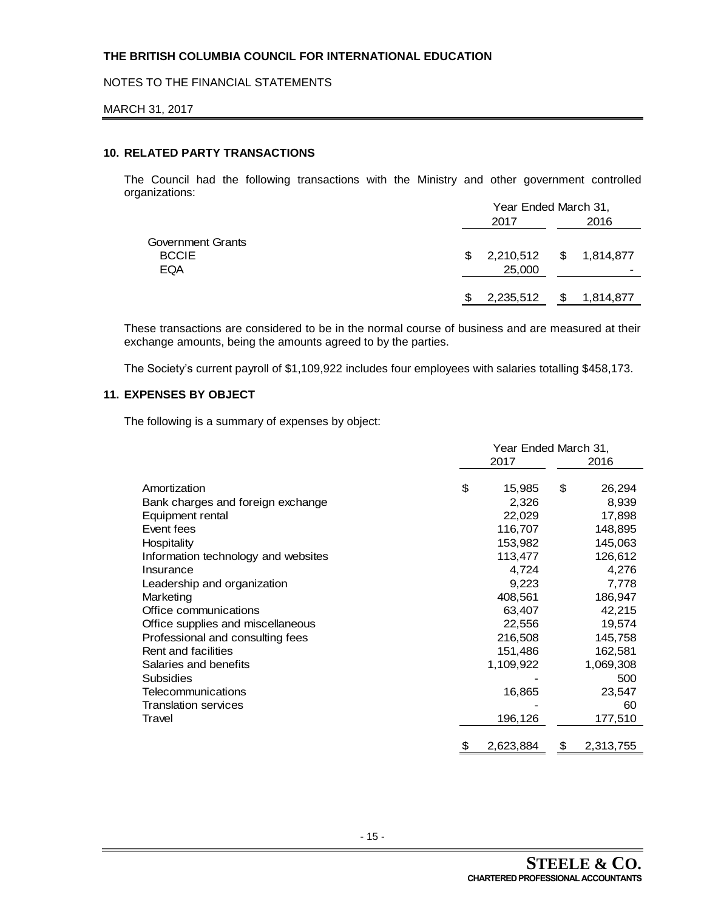THE BRITISH COLUMBIA COUNCIL FOR INTERNATIONAL EDUCATION

NOTES TO THE FINANCIAL STATEMENTS

MARCH 31, 2017

## 10. RELATED PARTY TRANSACTIONS

The Council had the following transactions with the Ministry and other government controlled organizations:

| | Year Ended March 31, 2017 | 2016 |
|---|---|---|
| Government Grants | | |
| BCCIE | $ 2,210,512 | $ 1,814,877 |
| EQA | 25,000 | - |
| | $ 2,235,512 | $ 1,814,877 |

These transactions are considered to be in the normal course of business and are measured at their exchange amounts, being the amounts agreed to by the parties.

The Society's current payroll of $1,109,922 includes four employees with salaries totalling $458,173.

## 11. EXPENSES BY OBJECT

The following is a summary of expenses by object:

| | Year Ended March 31, 2017 | 2016 |
|---|---|---|
| Amortization | $ 15,985 | $ 26,294 |
| Bank charges and foreign exchange | 2,326 | 8,939 |
| Equipment rental | 22,029 | 17,898 |
| Event fees | 116,707 | 148,895 |
| Hospitality | 153,982 | 145,063 |
| Information technology and websites | 113,477 | 126,612 |
| Insurance | 4,724 | 4,276 |
| Leadership and organization | 9,223 | 7,778 |
| Marketing | 408,561 | 186,947 |
| Office communications | 63,407 | 42,215 |
| Office supplies and miscellaneous | 22,556 | 19,574 |
| Professional and consulting fees | 216,508 | 145,758 |
| Rent and facilities | 151,486 | 162,581 |
| Salaries and benefits | 1,109,922 | 1,069,308 |
| Subsidies | - | 500 |
| Telecommunications | 16,865 | 23,547 |
| Translation services | - | 60 |
| Travel | 196,126 | 177,510 |
| | $ 2,623,884 | $ 2,313,755 |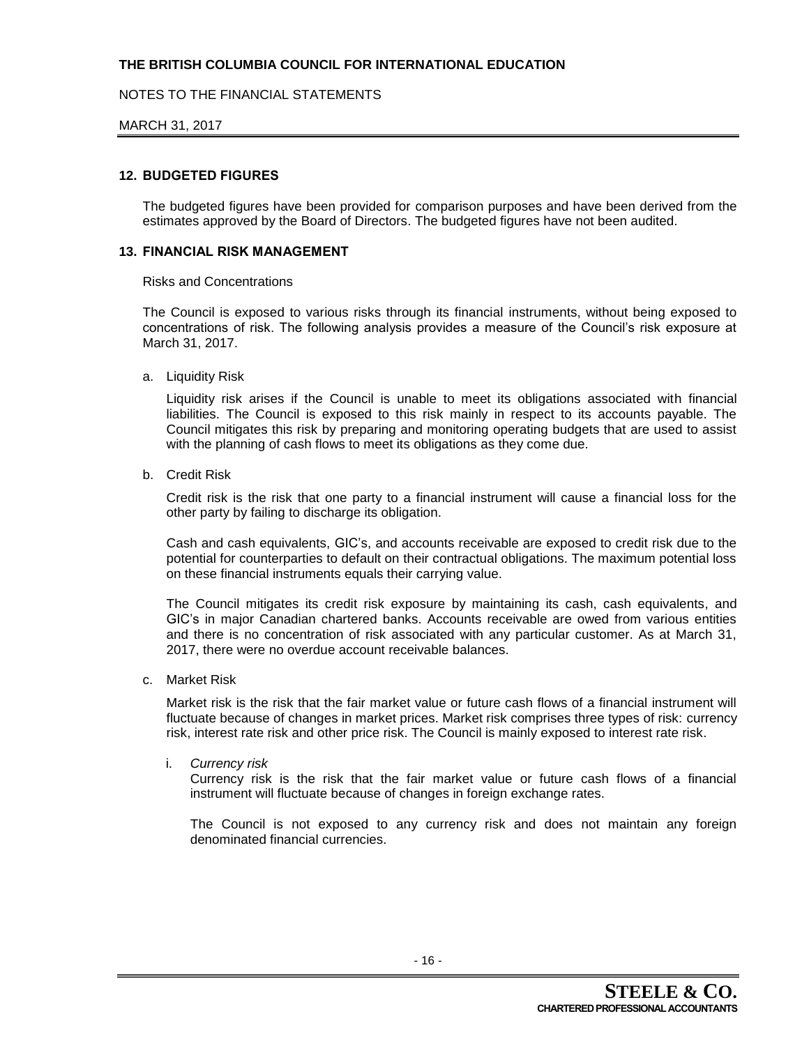## 12. BUDGETED FIGURES

The budgeted figures have been provided for comparison purposes and have been derived from the estimates approved by the Board of Directors. The budgeted figures have not been audited.

## 13. FINANCIAL RISK MANAGEMENT

Risks and Concentrations

The Council is exposed to various risks through its financial instruments, without being exposed to concentrations of risk. The following analysis provides a measure of the Council's risk exposure at March 31, 2017.

a. Liquidity Risk

Liquidity risk arises if the Council is unable to meet its obligations associated with financial liabilities. The Council is exposed to this risk mainly in respect to its accounts payable. The Council mitigates this risk by preparing and monitoring operating budgets that are used to assist with the planning of cash flows to meet its obligations as they come due.

b. Credit Risk

Credit risk is the risk that one party to a financial instrument will cause a financial loss for the other party by failing to discharge its obligation.

Cash and cash equivalents, GIC's, and accounts receivable are exposed to credit risk due to the potential for counterparties to default on their contractual obligations. The maximum potential loss on these financial instruments equals their carrying value.

The Council mitigates its credit risk exposure by maintaining its cash, cash equivalents, and GIC's in major Canadian chartered banks. Accounts receivable are owed from various entities and there is no concentration of risk associated with any particular customer. As at March 31, 2017, there were no overdue account receivable balances.

c. Market Risk

Market risk is the risk that the fair market value or future cash flows of a financial instrument will fluctuate because of changes in market prices. Market risk comprises three types of risk: currency risk, interest rate risk and other price risk. The Council is mainly exposed to interest rate risk.

i. *Currency risk*

Currency risk is the risk that the fair market value or future cash flows of a financial instrument will fluctuate because of changes in foreign exchange rates.

The Council is not exposed to any currency risk and does not maintain any foreign denominated financial currencies.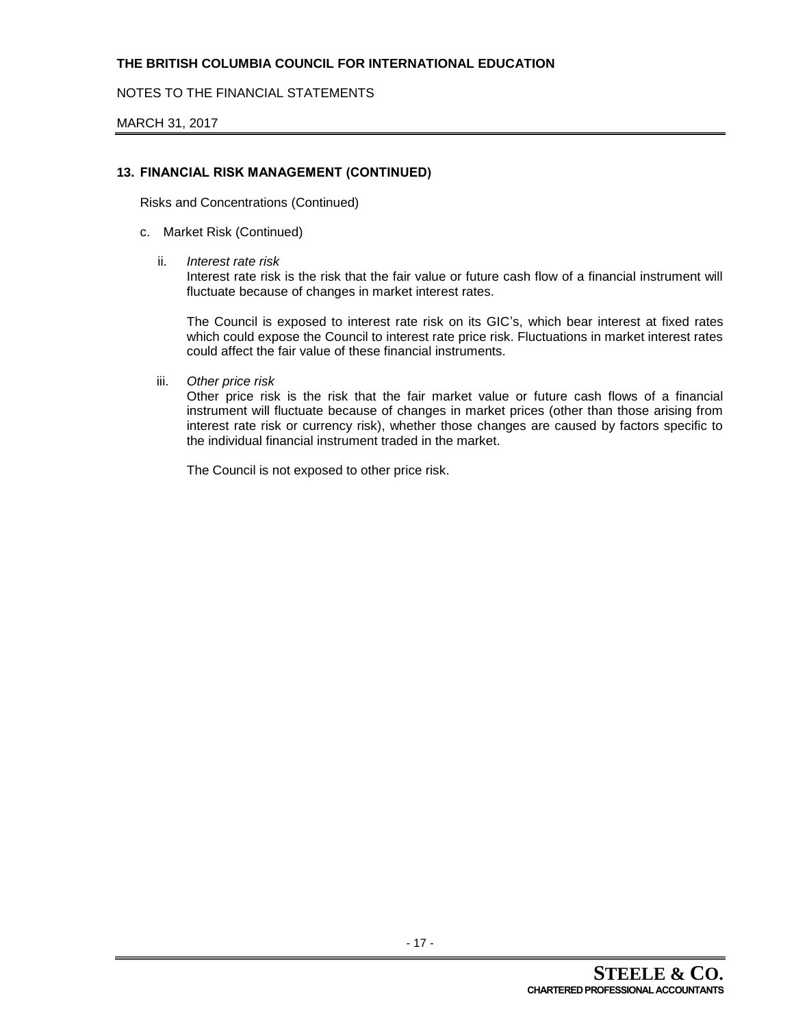## 13. FINANCIAL RISK MANAGEMENT (CONTINUED)

Risks and Concentrations (Continued)

c. Market Risk (Continued)

ii. *Interest rate risk*

Interest rate risk is the risk that the fair value or future cash flow of a financial instrument will fluctuate because of changes in market interest rates.

The Council is exposed to interest rate risk on its GIC's, which bear interest at fixed rates which could expose the Council to interest rate price risk. Fluctuations in market interest rates could affect the fair value of these financial instruments.

iii. *Other price risk*

Other price risk is the risk that the fair market value or future cash flows of a financial instrument will fluctuate because of changes in market prices (other than those arising from interest rate risk or currency risk), whether those changes are caused by factors specific to the individual financial instrument traded in the market.

The Council is not exposed to other price risk.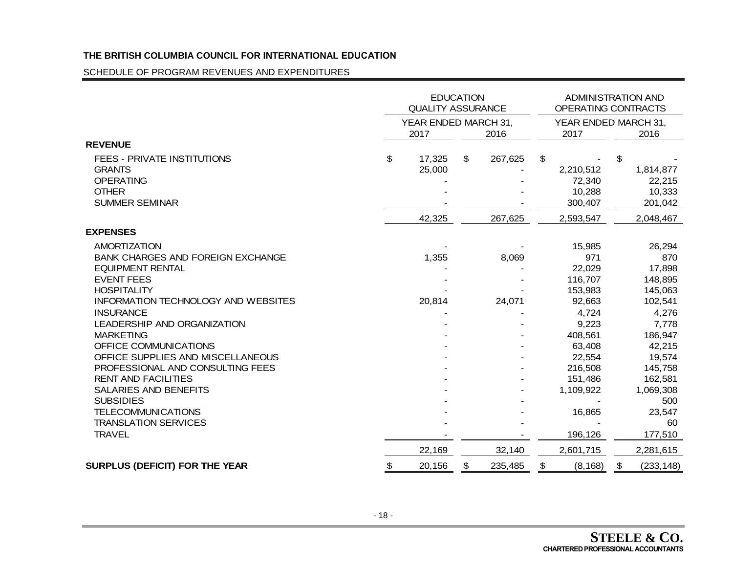**THE BRITISH COLUMBIA COUNCIL FOR INTERNATIONAL EDUCATION**

SCHEDULE OF PROGRAM REVENUES AND EXPENDITURES

| | EDUCATION QUALITY ASSURANCE | | ADMINISTRATION AND OPERATING CONTRACTS | |
|---|---|---|---|---|
| | YEAR ENDED MARCH 31, | | YEAR ENDED MARCH 31, | |
| | 2017 | 2016 | 2017 | 2016 |
| **REVENUE** | | | | |
| FEES - PRIVATE INSTITUTIONS | $ 17,325 | $ 267,625 | $ - | $ - |
| GRANTS | 25,000 | - | 2,210,512 | 1,814,877 |
| OPERATING | - | - | 72,340 | 22,215 |
| OTHER | - | - | 10,288 | 10,333 |
| SUMMER SEMINAR | - | - | 300,407 | 201,042 |
| | 42,325 | 267,625 | 2,593,547 | 2,048,467 |
| **EXPENSES** | | | | |
| AMORTIZATION | - | - | 15,985 | 26,294 |
| BANK CHARGES AND FOREIGN EXCHANGE | 1,355 | 8,069 | 971 | 870 |
| EQUIPMENT RENTAL | - | - | 22,029 | 17,898 |
| EVENT FEES | - | - | 116,707 | 148,895 |
| HOSPITALITY | - | - | 153,983 | 145,063 |
| INFORMATION TECHNOLOGY AND WEBSITES | 20,814 | 24,071 | 92,663 | 102,541 |
| INSURANCE | - | - | 4,724 | 4,276 |
| LEADERSHIP AND ORGANIZATION | - | - | 9,223 | 7,778 |
| MARKETING | - | - | 408,561 | 186,947 |
| OFFICE COMMUNICATIONS | - | - | 63,408 | 42,215 |
| OFFICE SUPPLIES AND MISCELLANEOUS | - | - | 22,554 | 19,574 |
| PROFESSIONAL AND CONSULTING FEES | - | - | 216,508 | 145,758 |
| RENT AND FACILITIES | - | - | 151,486 | 162,581 |
| SALARIES AND BENEFITS | - | - | 1,109,922 | 1,069,308 |
| SUBSIDIES | - | - | - | 500 |
| TELECOMMUNICATIONS | - | - | 16,865 | 23,547 |
| TRANSLATION SERVICES | - | - | - | 60 |
| TRAVEL | - | - | 196,126 | 177,510 |
| | 22,169 | 32,140 | 2,601,715 | 2,281,615 |
| **SURPLUS (DEFICIT) FOR THE YEAR** | $ 20,156 | $ 235,485 | $ (8,168) | $ (233,148) |

**STEELE & CO.**
**CHARTERED PROFESSIONAL ACCOUNTANTS**